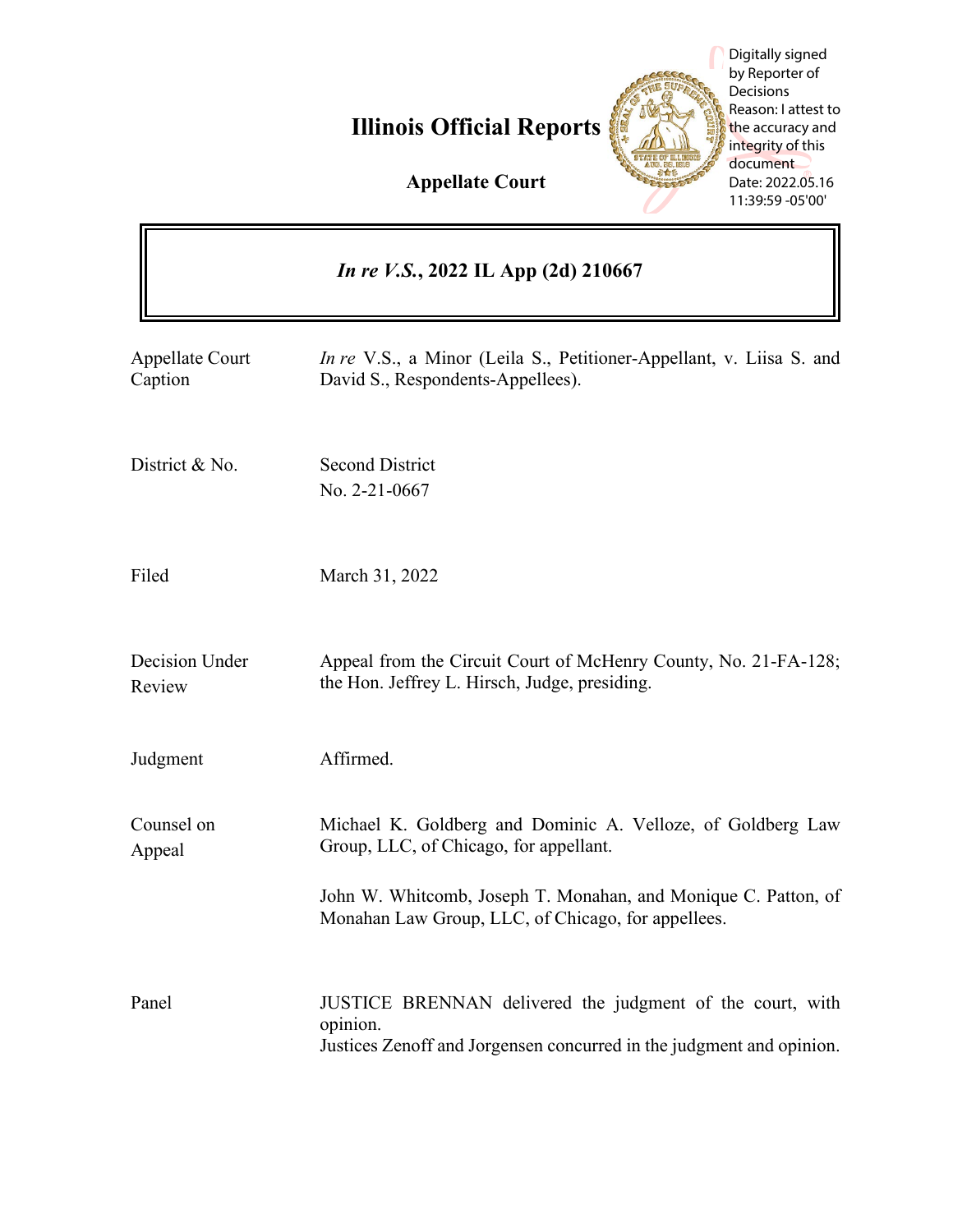# Illinois Official Reports

## Appellate Court

Digitally signed by Reporter of Decisions
Reason: I attest to the accuracy and integrity of this document
Date: 2022.05.16 11:39:59 -05'00'

***In re V.S.*, 2022 IL App (2d) 210667**

| | |
|---|---|
| Appellate Court Caption | *In re* V.S., a Minor (Leila S., Petitioner-Appellant, v. Liisa S. and David S., Respondents-Appellees). |
| District & No. | Second District<br>No. 2-21-0667 |
| Filed | March 31, 2022 |
| Decision Under Review | Appeal from the Circuit Court of McHenry County, No. 21-FA-128; the Hon. Jeffrey L. Hirsch, Judge, presiding. |
| Judgment | Affirmed. |
| Counsel on Appeal | Michael K. Goldberg and Dominic A. Velloze, of Goldberg Law Group, LLC, of Chicago, for appellant.<br><br>John W. Whitcomb, Joseph T. Monahan, and Monique C. Patton, of Monahan Law Group, LLC, of Chicago, for appellees. |
| Panel | JUSTICE BRENNAN delivered the judgment of the court, with opinion.<br>Justices Zenoff and Jorgensen concurred in the judgment and opinion. |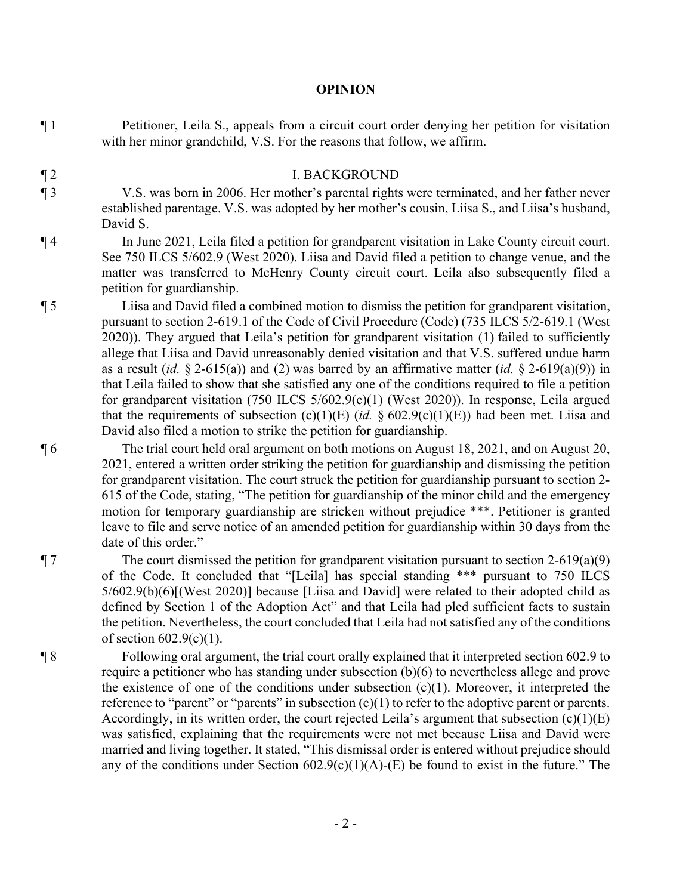# OPINION

¶ 1 Petitioner, Leila S., appeals from a circuit court order denying her petition for visitation with her minor grandchild, V.S. For the reasons that follow, we affirm.

## I. BACKGROUND

¶ 2

¶ 3 V.S. was born in 2006. Her mother's parental rights were terminated, and her father never established parentage. V.S. was adopted by her mother's cousin, Liisa S., and Liisa's husband, David S.

¶ 4 In June 2021, Leila filed a petition for grandparent visitation in Lake County circuit court. See 750 ILCS 5/602.9 (West 2020). Liisa and David filed a petition to change venue, and the matter was transferred to McHenry County circuit court. Leila also subsequently filed a petition for guardianship.

¶ 5 Liisa and David filed a combined motion to dismiss the petition for grandparent visitation, pursuant to section 2-619.1 of the Code of Civil Procedure (Code) (735 ILCS 5/2-619.1 (West 2020)). They argued that Leila's petition for grandparent visitation (1) failed to sufficiently allege that Liisa and David unreasonably denied visitation and that V.S. suffered undue harm as a result (*id.* § 2-615(a)) and (2) was barred by an affirmative matter (*id.* § 2-619(a)(9)) in that Leila failed to show that she satisfied any one of the conditions required to file a petition for grandparent visitation (750 ILCS 5/602.9(c)(1) (West 2020)). In response, Leila argued that the requirements of subsection (c)(1)(E) (*id.* § 602.9(c)(1)(E)) had been met. Liisa and David also filed a motion to strike the petition for guardianship.

¶ 6 The trial court held oral argument on both motions on August 18, 2021, and on August 20, 2021, entered a written order striking the petition for guardianship and dismissing the petition for grandparent visitation. The court struck the petition for guardianship pursuant to section 2-615 of the Code, stating, "The petition for guardianship of the minor child and the emergency motion for temporary guardianship are stricken without prejudice \*\*\*. Petitioner is granted leave to file and serve notice of an amended petition for guardianship within 30 days from the date of this order."

¶ 7 The court dismissed the petition for grandparent visitation pursuant to section 2-619(a)(9) of the Code. It concluded that "[Leila] has special standing \*\*\* pursuant to 750 ILCS 5/602.9(b)(6)[(West 2020)] because [Liisa and David] were related to their adopted child as defined by Section 1 of the Adoption Act" and that Leila had pled sufficient facts to sustain the petition. Nevertheless, the court concluded that Leila had not satisfied any of the conditions of section 602.9(c)(1).

¶ 8 Following oral argument, the trial court orally explained that it interpreted section 602.9 to require a petitioner who has standing under subsection (b)(6) to nevertheless allege and prove the existence of one of the conditions under subsection (c)(1). Moreover, it interpreted the reference to "parent" or "parents" in subsection (c)(1) to refer to the adoptive parent or parents. Accordingly, in its written order, the court rejected Leila's argument that subsection (c)(1)(E) was satisfied, explaining that the requirements were not met because Liisa and David were married and living together. It stated, "This dismissal order is entered without prejudice should any of the conditions under Section 602.9(c)(1)(A)-(E) be found to exist in the future." The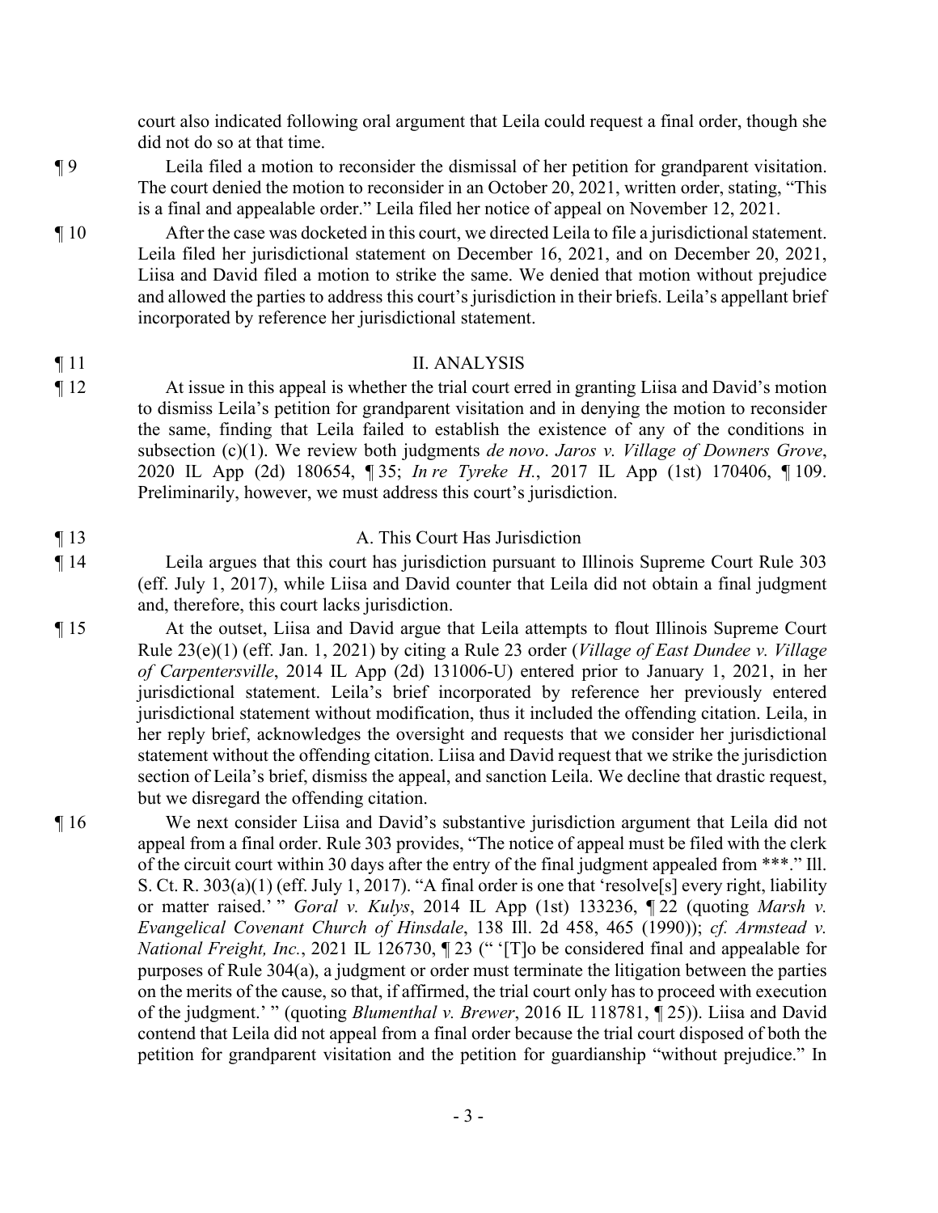court also indicated following oral argument that Leila could request a final order, though she did not do so at that time.

¶ 9 Leila filed a motion to reconsider the dismissal of her petition for grandparent visitation. The court denied the motion to reconsider in an October 20, 2021, written order, stating, "This is a final and appealable order." Leila filed her notice of appeal on November 12, 2021.

¶ 10 After the case was docketed in this court, we directed Leila to file a jurisdictional statement. Leila filed her jurisdictional statement on December 16, 2021, and on December 20, 2021, Liisa and David filed a motion to strike the same. We denied that motion without prejudice and allowed the parties to address this court's jurisdiction in their briefs. Leila's appellant brief incorporated by reference her jurisdictional statement.

## ¶ 11 II. ANALYSIS

¶ 12 At issue in this appeal is whether the trial court erred in granting Liisa and David's motion to dismiss Leila's petition for grandparent visitation and in denying the motion to reconsider the same, finding that Leila failed to establish the existence of any of the conditions in subsection (c)(1). We review both judgments *de novo*. *Jaros v. Village of Downers Grove*, 2020 IL App (2d) 180654, ¶ 35; *In re Tyreke H.*, 2017 IL App (1st) 170406, ¶ 109. Preliminarily, however, we must address this court's jurisdiction.

### ¶ 13 A. This Court Has Jurisdiction

¶ 14 Leila argues that this court has jurisdiction pursuant to Illinois Supreme Court Rule 303 (eff. July 1, 2017), while Liisa and David counter that Leila did not obtain a final judgment and, therefore, this court lacks jurisdiction.

¶ 15 At the outset, Liisa and David argue that Leila attempts to flout Illinois Supreme Court Rule 23(e)(1) (eff. Jan. 1, 2021) by citing a Rule 23 order (*Village of East Dundee v. Village of Carpentersville*, 2014 IL App (2d) 131006-U) entered prior to January 1, 2021, in her jurisdictional statement. Leila's brief incorporated by reference her previously entered jurisdictional statement without modification, thus it included the offending citation. Leila, in her reply brief, acknowledges the oversight and requests that we consider her jurisdictional statement without the offending citation. Liisa and David request that we strike the jurisdiction section of Leila's brief, dismiss the appeal, and sanction Leila. We decline that drastic request, but we disregard the offending citation.

¶ 16 We next consider Liisa and David's substantive jurisdiction argument that Leila did not appeal from a final order. Rule 303 provides, "The notice of appeal must be filed with the clerk of the circuit court within 30 days after the entry of the final judgment appealed from \*\*\*." Ill. S. Ct. R. 303(a)(1) (eff. July 1, 2017). "A final order is one that 'resolve[s] every right, liability or matter raised.' " *Goral v. Kulys*, 2014 IL App (1st) 133236, ¶ 22 (quoting *Marsh v. Evangelical Covenant Church of Hinsdale*, 138 Ill. 2d 458, 465 (1990)); *cf. Armstead v. National Freight, Inc.*, 2021 IL 126730, ¶ 23 (" '[T]o be considered final and appealable for purposes of Rule 304(a), a judgment or order must terminate the litigation between the parties on the merits of the cause, so that, if affirmed, the trial court only has to proceed with execution of the judgment.' " (quoting *Blumenthal v. Brewer*, 2016 IL 118781, ¶ 25)). Liisa and David contend that Leila did not appeal from a final order because the trial court disposed of both the petition for grandparent visitation and the petition for guardianship "without prejudice." In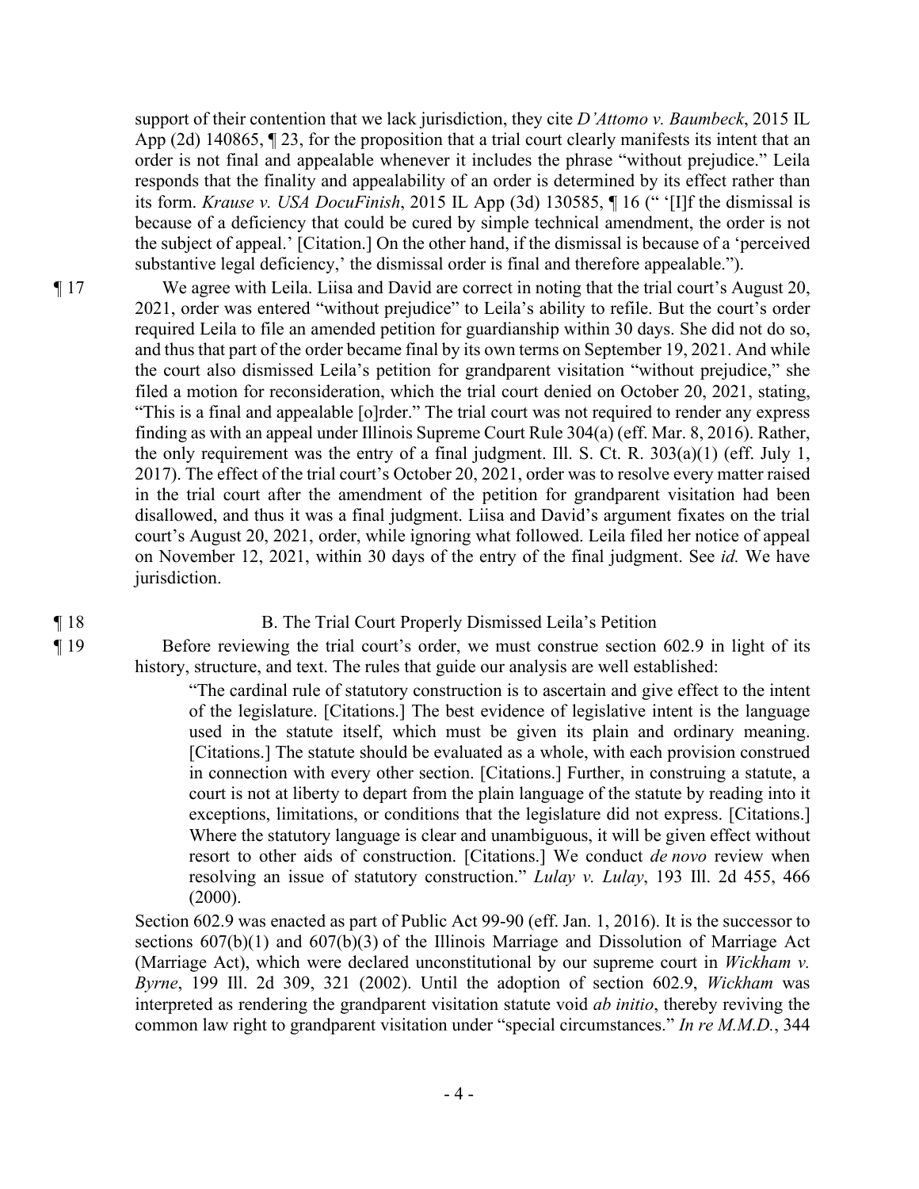support of their contention that we lack jurisdiction, they cite *D'Attomo v. Baumbeck*, 2015 IL App (2d) 140865, ¶ 23, for the proposition that a trial court clearly manifests its intent that an order is not final and appealable whenever it includes the phrase "without prejudice." Leila responds that the finality and appealability of an order is determined by its effect rather than its form. *Krause v. USA DocuFinish*, 2015 IL App (3d) 130585, ¶ 16 (" '[I]f the dismissal is because of a deficiency that could be cured by simple technical amendment, the order is not the subject of appeal.' [Citation.] On the other hand, if the dismissal is because of a 'perceived substantive legal deficiency,' the dismissal order is final and therefore appealable.").

¶ 17 We agree with Leila. Liisa and David are correct in noting that the trial court's August 20, 2021, order was entered "without prejudice" to Leila's ability to refile. But the court's order required Leila to file an amended petition for guardianship within 30 days. She did not do so, and thus that part of the order became final by its own terms on September 19, 2021. And while the court also dismissed Leila's petition for grandparent visitation "without prejudice," she filed a motion for reconsideration, which the trial court denied on October 20, 2021, stating, "This is a final and appealable [o]rder." The trial court was not required to render any express finding as with an appeal under Illinois Supreme Court Rule 304(a) (eff. Mar. 8, 2016). Rather, the only requirement was the entry of a final judgment. Ill. S. Ct. R. 303(a)(1) (eff. July 1, 2017). The effect of the trial court's October 20, 2021, order was to resolve every matter raised in the trial court after the amendment of the petition for grandparent visitation had been disallowed, and thus it was a final judgment. Liisa and David's argument fixates on the trial court's August 20, 2021, order, while ignoring what followed. Leila filed her notice of appeal on November 12, 2021, within 30 days of the entry of the final judgment. See *id.* We have jurisdiction.

¶ 18 B. The Trial Court Properly Dismissed Leila's Petition

¶ 19 Before reviewing the trial court's order, we must construe section 602.9 in light of its history, structure, and text. The rules that guide our analysis are well established:

> "The cardinal rule of statutory construction is to ascertain and give effect to the intent of the legislature. [Citations.] The best evidence of legislative intent is the language used in the statute itself, which must be given its plain and ordinary meaning. [Citations.] The statute should be evaluated as a whole, with each provision construed in connection with every other section. [Citations.] Further, in construing a statute, a court is not at liberty to depart from the plain language of the statute by reading into it exceptions, limitations, or conditions that the legislature did not express. [Citations.] Where the statutory language is clear and unambiguous, it will be given effect without resort to other aids of construction. [Citations.] We conduct *de novo* review when resolving an issue of statutory construction." *Lulay v. Lulay*, 193 Ill. 2d 455, 466 (2000).

Section 602.9 was enacted as part of Public Act 99-90 (eff. Jan. 1, 2016). It is the successor to sections 607(b)(1) and 607(b)(3) of the Illinois Marriage and Dissolution of Marriage Act (Marriage Act), which were declared unconstitutional by our supreme court in *Wickham v. Byrne*, 199 Ill. 2d 309, 321 (2002). Until the adoption of section 602.9, *Wickham* was interpreted as rendering the grandparent visitation statute void *ab initio*, thereby reviving the common law right to grandparent visitation under "special circumstances." *In re M.M.D.*, 344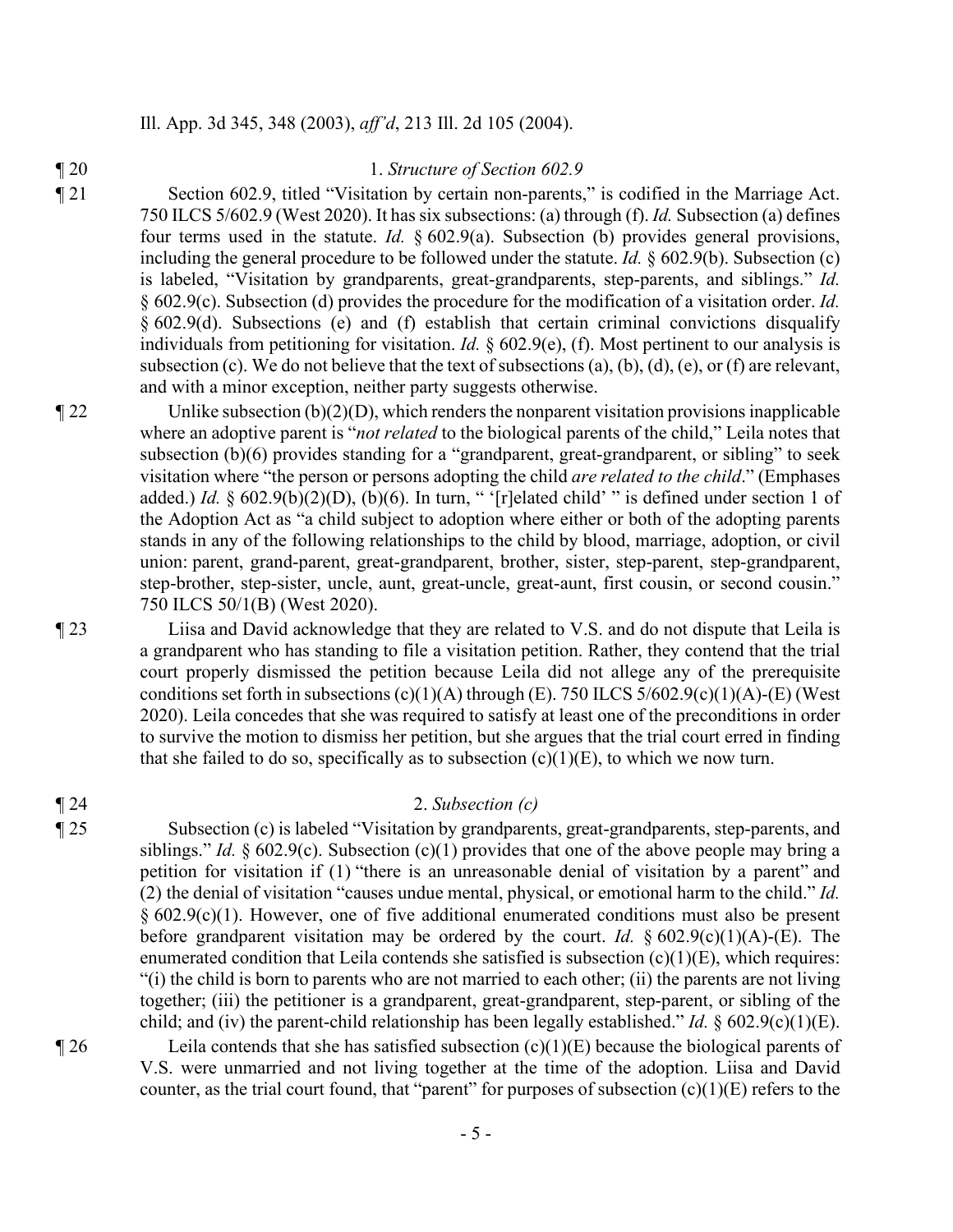Ill. App. 3d 345, 348 (2003), *aff'd*, 213 Ill. 2d 105 (2004).

¶ 20 1. *Structure of Section 602.9*

¶ 21 Section 602.9, titled "Visitation by certain non-parents," is codified in the Marriage Act. 750 ILCS 5/602.9 (West 2020). It has six subsections: (a) through (f). *Id.* Subsection (a) defines four terms used in the statute. *Id.* § 602.9(a). Subsection (b) provides general provisions, including the general procedure to be followed under the statute. *Id.* § 602.9(b). Subsection (c) is labeled, "Visitation by grandparents, great-grandparents, step-parents, and siblings." *Id.* § 602.9(c). Subsection (d) provides the procedure for the modification of a visitation order. *Id.* § 602.9(d). Subsections (e) and (f) establish that certain criminal convictions disqualify individuals from petitioning for visitation. *Id.* § 602.9(e), (f). Most pertinent to our analysis is subsection (c). We do not believe that the text of subsections (a), (b), (d), (e), or (f) are relevant, and with a minor exception, neither party suggests otherwise.

¶ 22 Unlike subsection (b)(2)(D), which renders the nonparent visitation provisions inapplicable where an adoptive parent is "*not related* to the biological parents of the child," Leila notes that subsection (b)(6) provides standing for a "grandparent, great-grandparent, or sibling" to seek visitation where "the person or persons adopting the child *are related to the child*." (Emphases added.) *Id.* § 602.9(b)(2)(D), (b)(6). In turn, " '[r]elated child' " is defined under section 1 of the Adoption Act as "a child subject to adoption where either or both of the adopting parents stands in any of the following relationships to the child by blood, marriage, adoption, or civil union: parent, grand-parent, great-grandparent, brother, sister, step-parent, step-grandparent, step-brother, step-sister, uncle, aunt, great-uncle, great-aunt, first cousin, or second cousin." 750 ILCS 50/1(B) (West 2020).

¶ 23 Liisa and David acknowledge that they are related to V.S. and do not dispute that Leila is a grandparent who has standing to file a visitation petition. Rather, they contend that the trial court properly dismissed the petition because Leila did not allege any of the prerequisite conditions set forth in subsections (c)(1)(A) through (E). 750 ILCS 5/602.9(c)(1)(A)-(E) (West 2020). Leila concedes that she was required to satisfy at least one of the preconditions in order to survive the motion to dismiss her petition, but she argues that the trial court erred in finding that she failed to do so, specifically as to subsection (c)(1)(E), to which we now turn.

¶ 24 2. *Subsection (c)*

¶ 25 Subsection (c) is labeled "Visitation by grandparents, great-grandparents, step-parents, and siblings." *Id.* § 602.9(c). Subsection (c)(1) provides that one of the above people may bring a petition for visitation if (1) "there is an unreasonable denial of visitation by a parent" and (2) the denial of visitation "causes undue mental, physical, or emotional harm to the child." *Id.* § 602.9(c)(1). However, one of five additional enumerated conditions must also be present before grandparent visitation may be ordered by the court. *Id.* § 602.9(c)(1)(A)-(E). The enumerated condition that Leila contends she satisfied is subsection (c)(1)(E), which requires: "(i) the child is born to parents who are not married to each other; (ii) the parents are not living together; (iii) the petitioner is a grandparent, great-grandparent, step-parent, or sibling of the child; and (iv) the parent-child relationship has been legally established." *Id.* § 602.9(c)(1)(E).

¶ 26 Leila contends that she has satisfied subsection (c)(1)(E) because the biological parents of V.S. were unmarried and not living together at the time of the adoption. Liisa and David counter, as the trial court found, that "parent" for purposes of subsection (c)(1)(E) refers to the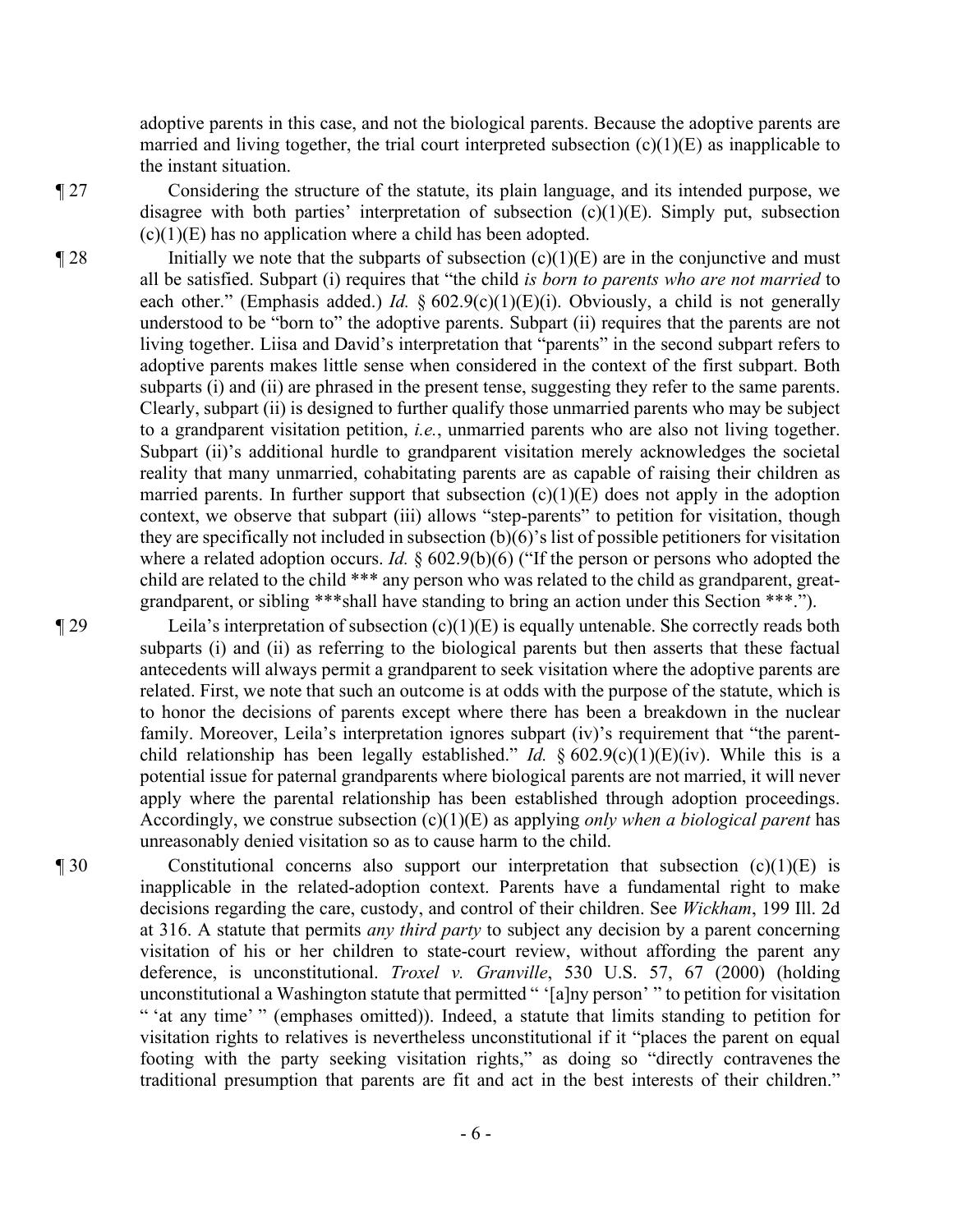adoptive parents in this case, and not the biological parents. Because the adoptive parents are married and living together, the trial court interpreted subsection (c)(1)(E) as inapplicable to the instant situation.

¶ 27 Considering the structure of the statute, its plain language, and its intended purpose, we disagree with both parties' interpretation of subsection (c)(1)(E). Simply put, subsection (c)(1)(E) has no application where a child has been adopted.

¶ 28 Initially we note that the subparts of subsection (c)(1)(E) are in the conjunctive and must all be satisfied. Subpart (i) requires that "the child *is born to parents who are not married* to each other." (Emphasis added.) *Id.* § 602.9(c)(1)(E)(i). Obviously, a child is not generally understood to be "born to" the adoptive parents. Subpart (ii) requires that the parents are not living together. Liisa and David's interpretation that "parents" in the second subpart refers to adoptive parents makes little sense when considered in the context of the first subpart. Both subparts (i) and (ii) are phrased in the present tense, suggesting they refer to the same parents. Clearly, subpart (ii) is designed to further qualify those unmarried parents who may be subject to a grandparent visitation petition, *i.e.*, unmarried parents who are also not living together. Subpart (ii)'s additional hurdle to grandparent visitation merely acknowledges the societal reality that many unmarried, cohabitating parents are as capable of raising their children as married parents. In further support that subsection (c)(1)(E) does not apply in the adoption context, we observe that subpart (iii) allows "step-parents" to petition for visitation, though they are specifically not included in subsection (b)(6)'s list of possible petitioners for visitation where a related adoption occurs. *Id.* § 602.9(b)(6) ("If the person or persons who adopted the child are related to the child *** any person who was related to the child as grandparent, great-grandparent, or sibling ***shall have standing to bring an action under this Section ***.").

¶ 29 Leila's interpretation of subsection (c)(1)(E) is equally untenable. She correctly reads both subparts (i) and (ii) as referring to the biological parents but then asserts that these factual antecedents will always permit a grandparent to seek visitation where the adoptive parents are related. First, we note that such an outcome is at odds with the purpose of the statute, which is to honor the decisions of parents except where there has been a breakdown in the nuclear family. Moreover, Leila's interpretation ignores subpart (iv)'s requirement that "the parent-child relationship has been legally established." *Id.* § 602.9(c)(1)(E)(iv). While this is a potential issue for paternal grandparents where biological parents are not married, it will never apply where the parental relationship has been established through adoption proceedings. Accordingly, we construe subsection (c)(1)(E) as applying *only when a biological parent* has unreasonably denied visitation so as to cause harm to the child.

¶ 30 Constitutional concerns also support our interpretation that subsection (c)(1)(E) is inapplicable in the related-adoption context. Parents have a fundamental right to make decisions regarding the care, custody, and control of their children. See *Wickham*, 199 Ill. 2d at 316. A statute that permits *any third party* to subject any decision by a parent concerning visitation of his or her children to state-court review, without affording the parent any deference, is unconstitutional. *Troxel v. Granville*, 530 U.S. 57, 67 (2000) (holding unconstitutional a Washington statute that permitted " '[a]ny person' " to petition for visitation " 'at any time' " (emphases omitted)). Indeed, a statute that limits standing to petition for visitation rights to relatives is nevertheless unconstitutional if it "places the parent on equal footing with the party seeking visitation rights," as doing so "directly contravenes the traditional presumption that parents are fit and act in the best interests of their children."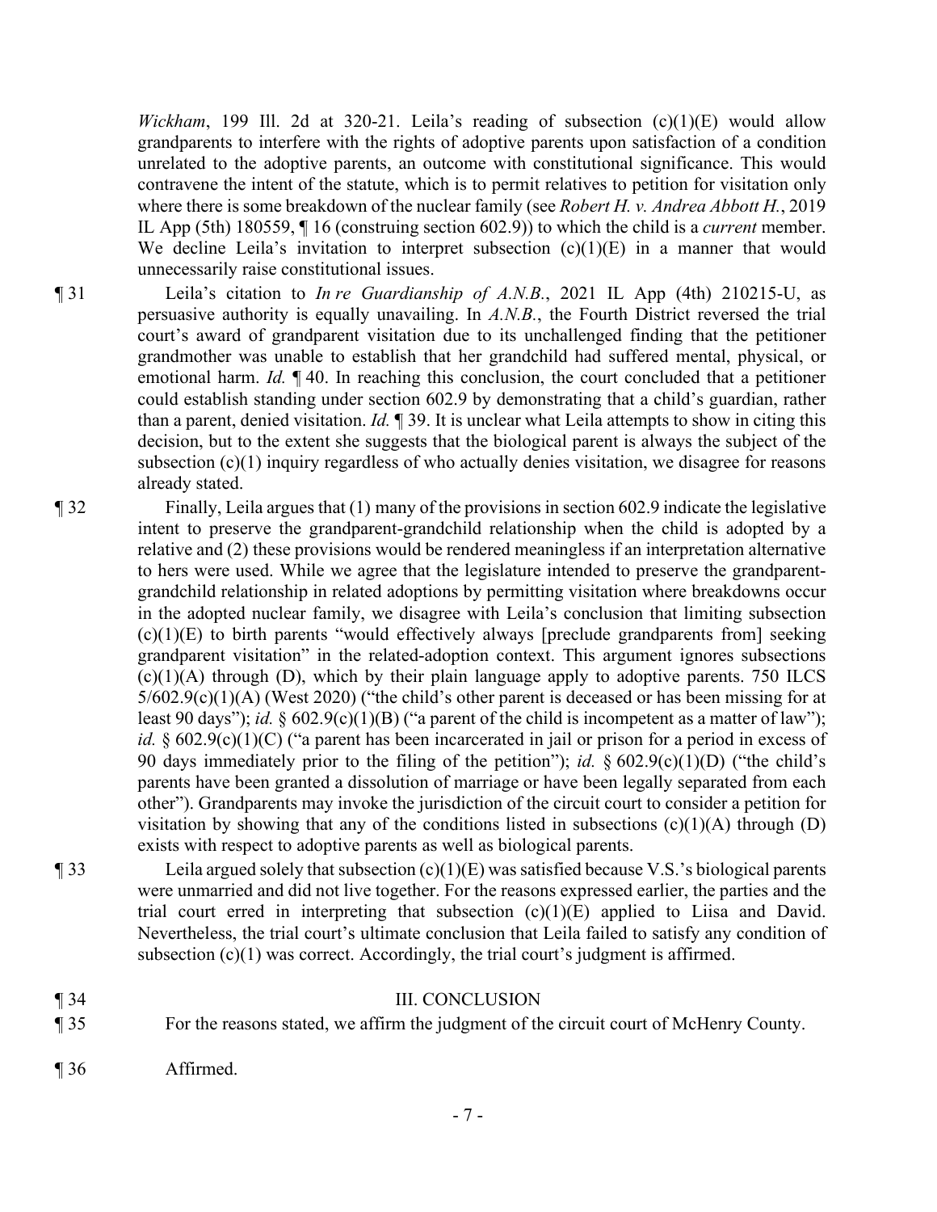*Wickham*, 199 Ill. 2d at 320-21. Leila's reading of subsection (c)(1)(E) would allow grandparents to interfere with the rights of adoptive parents upon satisfaction of a condition unrelated to the adoptive parents, an outcome with constitutional significance. This would contravene the intent of the statute, which is to permit relatives to petition for visitation only where there is some breakdown of the nuclear family (see *Robert H. v. Andrea Abbott H.*, 2019 IL App (5th) 180559, ¶ 16 (construing section 602.9)) to which the child is a *current* member. We decline Leila's invitation to interpret subsection (c)(1)(E) in a manner that would unnecessarily raise constitutional issues.

¶ 31 Leila's citation to *In re Guardianship of A.N.B.*, 2021 IL App (4th) 210215-U, as persuasive authority is equally unavailing. In *A.N.B.*, the Fourth District reversed the trial court's award of grandparent visitation due to its unchallenged finding that the petitioner grandmother was unable to establish that her grandchild had suffered mental, physical, or emotional harm. *Id.* ¶ 40. In reaching this conclusion, the court concluded that a petitioner could establish standing under section 602.9 by demonstrating that a child's guardian, rather than a parent, denied visitation. *Id.* ¶ 39. It is unclear what Leila attempts to show in citing this decision, but to the extent she suggests that the biological parent is always the subject of the subsection (c)(1) inquiry regardless of who actually denies visitation, we disagree for reasons already stated.

¶ 32 Finally, Leila argues that (1) many of the provisions in section 602.9 indicate the legislative intent to preserve the grandparent-grandchild relationship when the child is adopted by a relative and (2) these provisions would be rendered meaningless if an interpretation alternative to hers were used. While we agree that the legislature intended to preserve the grandparent-grandchild relationship in related adoptions by permitting visitation where breakdowns occur in the adopted nuclear family, we disagree with Leila's conclusion that limiting subsection (c)(1)(E) to birth parents "would effectively always [preclude grandparents from] seeking grandparent visitation" in the related-adoption context. This argument ignores subsections (c)(1)(A) through (D), which by their plain language apply to adoptive parents. 750 ILCS 5/602.9(c)(1)(A) (West 2020) ("the child's other parent is deceased or has been missing for at least 90 days"); *id.* § 602.9(c)(1)(B) ("a parent of the child is incompetent as a matter of law"); *id.* § 602.9(c)(1)(C) ("a parent has been incarcerated in jail or prison for a period in excess of 90 days immediately prior to the filing of the petition"); *id.* § 602.9(c)(1)(D) ("the child's parents have been granted a dissolution of marriage or have been legally separated from each other"). Grandparents may invoke the jurisdiction of the circuit court to consider a petition for visitation by showing that any of the conditions listed in subsections (c)(1)(A) through (D) exists with respect to adoptive parents as well as biological parents.

¶ 33 Leila argued solely that subsection (c)(1)(E) was satisfied because V.S.'s biological parents were unmarried and did not live together. For the reasons expressed earlier, the parties and the trial court erred in interpreting that subsection (c)(1)(E) applied to Liisa and David. Nevertheless, the trial court's ultimate conclusion that Leila failed to satisfy any condition of subsection (c)(1) was correct. Accordingly, the trial court's judgment is affirmed.

## ¶ 34 III. CONCLUSION

¶ 35 For the reasons stated, we affirm the judgment of the circuit court of McHenry County.

¶ 36 Affirmed.